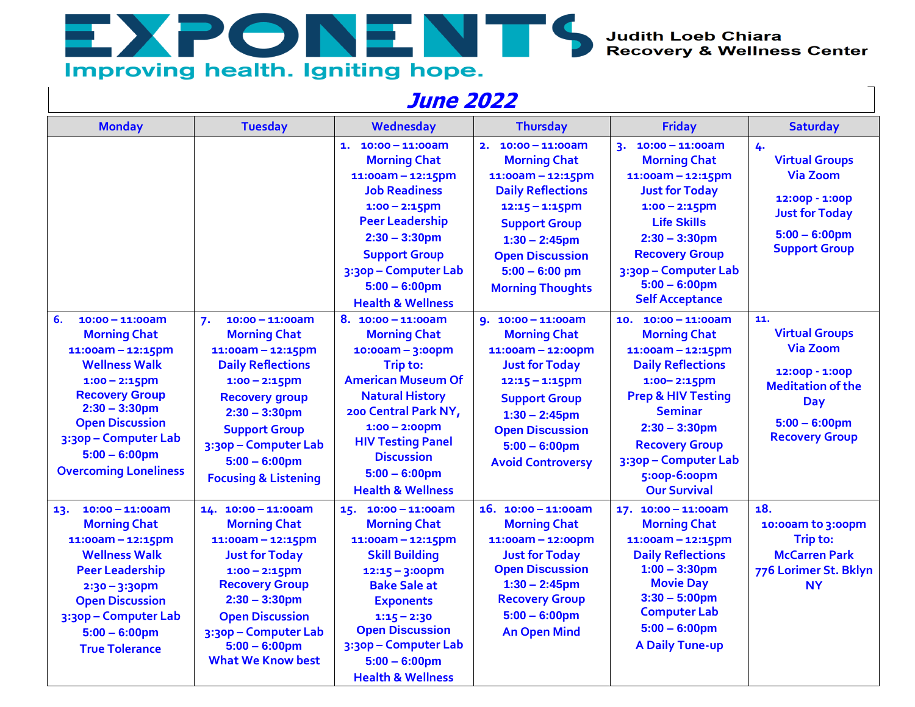# EXPONENTS

Judith Loeb Chiara Recovery & Wellness Center

Improving health. Igniting hope.

## June 2022

| Monday | Tuesday | Wednesday | Thursday | Friday | Saturday |
|---|---|---|---|---|---|
| | | 1. 10:00 – 11:00am Morning Chat 11:00am – 12:15pm Job Readiness 1:00 – 2:15pm Peer Leadership 2:30 – 3:30pm Support Group 3:30p – Computer Lab 5:00 – 6:00pm Health & Wellness | 2. 10:00 – 11:00am Morning Chat 11:00am – 12:15pm Daily Reflections 12:15 – 1:15pm Support Group 1:30 – 2:45pm Open Discussion 5:00 – 6:00 pm Morning Thoughts | 3. 10:00 – 11:00am Morning Chat 11:00am – 12:15pm Just for Today 1:00 – 2:15pm Life Skills 2:30 – 3:30pm Recovery Group 3:30p – Computer Lab 5:00 – 6:00pm Self Acceptance | 4. Virtual Groups Via Zoom 12:00p - 1:00p Just for Today 5:00 – 6:00pm Support Group |
| 6. 10:00 – 11:00am Morning Chat 11:00am – 12:15pm Wellness Walk 1:00 – 2:15pm Recovery Group 2:30 – 3:30pm Open Discussion 3:30p – Computer Lab 5:00 – 6:00pm Overcoming Loneliness | 7. 10:00 – 11:00am Morning Chat 11:00am – 12:15pm Daily Reflections 1:00 – 2:15pm Recovery group 2:30 – 3:30pm Support Group 3:30p – Computer Lab 5:00 – 6:00pm Focusing & Listening | 8. 10:00 – 11:00am Morning Chat 10:00am – 3:00pm Trip to: American Museum Of Natural History 200 Central Park NY, 1:00 – 2:00pm HIV Testing Panel Discussion 5:00 – 6:00pm Health & Wellness | 9. 10:00 – 11:00am Morning Chat 11:00am – 12:00pm Just for Today 12:15 – 1:15pm Support Group 1:30 – 2:45pm Open Discussion 5:00 – 6:00pm Avoid Controversy | 10. 10:00 – 11:00am Morning Chat 11:00am – 12:15pm Daily Reflections 1:00– 2:15pm Prep & HIV Testing Seminar 2:30 – 3:30pm Recovery Group 3:30p – Computer Lab 5:00p-6:00pm Our Survival | 11. Virtual Groups Via Zoom 12:00p - 1:00p Meditation of the Day 5:00 – 6:00pm Recovery Group |
| 13. 10:00 – 11:00am Morning Chat 11:00am – 12:15pm Wellness Walk Peer Leadership 2:30 – 3:30pm Open Discussion 3:30p – Computer Lab 5:00 – 6:00pm True Tolerance | 14. 10:00 – 11:00am Morning Chat 11:00am – 12:15pm Just for Today 1:00 – 2:15pm Recovery Group 2:30 – 3:30pm Open Discussion 3:30p – Computer Lab 5:00 – 6:00pm What We Know best | 15. 10:00 – 11:00am Morning Chat 11:00am – 12:15pm Skill Building 12:15 – 3:00pm Bake Sale at Exponents 1:15 – 2:30 Open Discussion 3:30p – Computer Lab 5:00 – 6:00pm Health & Wellness | 16. 10:00 – 11:00am Morning Chat 11:00am – 12:00pm Just for Today Open Discussion 1:30 – 2:45pm Recovery Group 5:00 – 6:00pm An Open Mind | 17. 10:00 – 11:00am Morning Chat 11:00am – 12:15pm Daily Reflections 1:00 – 3:30pm Movie Day 3:30 – 5:00pm Computer Lab 5:00 – 6:00pm A Daily Tune-up | 18. 10:00am to 3:00pm Trip to: McCarren Park 776 Lorimer St. Bklyn NY |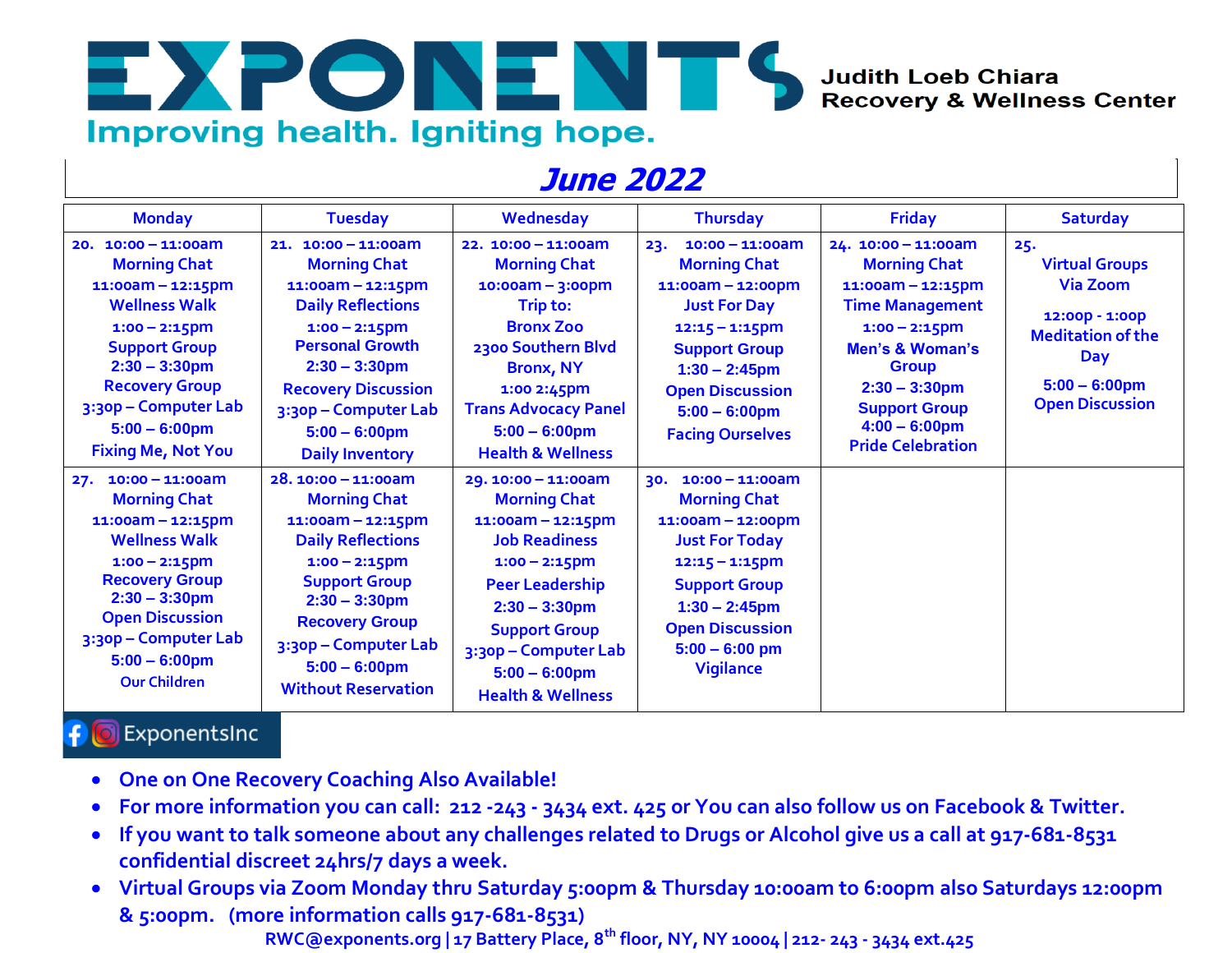# EXPONENTS

Judith Loeb Chiara Recovery & Wellness Center

Improving health. Igniting hope.

## June 2022

| Monday | Tuesday | Wednesday | Thursday | Friday | Saturday |
|---|---|---|---|---|---|
| 20. 10:00 – 11:00am Morning Chat 11:00am – 12:15pm Wellness Walk 1:00 – 2:15pm Support Group 2:30 – 3:30pm Recovery Group 3:30p – Computer Lab 5:00 – 6:00pm Fixing Me, Not You | 21. 10:00 – 11:00am Morning Chat 11:00am – 12:15pm Daily Reflections 1:00 – 2:15pm Personal Growth 2:30 – 3:30pm Recovery Discussion 3:30p – Computer Lab 5:00 – 6:00pm Daily Inventory | 22. 10:00 – 11:00am Morning Chat 10:00am – 3:00pm Trip to: Bronx Zoo 2300 Southern Blvd Bronx, NY 1:00 2:45pm Trans Advocacy Panel 5:00 – 6:00pm Health & Wellness | 23. 10:00 – 11:00am Morning Chat 11:00am – 12:00pm Just For Day 12:15 – 1:15pm Support Group 1:30 – 2:45pm Open Discussion 5:00 – 6:00pm Facing Ourselves | 24. 10:00 – 11:00am Morning Chat 11:00am – 12:15pm Time Management 1:00 – 2:15pm Men's & Woman's Group 2:30 – 3:30pm Support Group 4:00 – 6:00pm Pride Celebration | 25. Virtual Groups Via Zoom 12:00p - 1:00p Meditation of the Day 5:00 – 6:00pm Open Discussion |
| 27. 10:00 – 11:00am Morning Chat 11:00am – 12:15pm Wellness Walk 1:00 – 2:15pm Recovery Group 2:30 – 3:30pm Open Discussion 3:30p – Computer Lab 5:00 – 6:00pm Our Children | 28. 10:00 – 11:00am Morning Chat 11:00am – 12:15pm Daily Reflections 1:00 – 2:15pm Support Group 2:30 – 3:30pm Recovery Group 3:30p – Computer Lab 5:00 – 6:00pm Without Reservation | 29. 10:00 – 11:00am Morning Chat 11:00am – 12:15pm Job Readiness 1:00 – 2:15pm Peer Leadership 2:30 – 3:30pm Support Group 3:30p – Computer Lab 5:00 – 6:00pm Health & Wellness | 30. 10:00 – 11:00am Morning Chat 11:00am – 12:00pm Just For Today 12:15 – 1:15pm Support Group 1:30 – 2:45pm Open Discussion 5:00 – 6:00 pm Vigilance | | |

ExponentsInc

- One on One Recovery Coaching Also Available!
- For more information you can call: 212 -243 - 3434 ext. 425 or You can also follow us on Facebook & Twitter.
- If you want to talk someone about any challenges related to Drugs or Alcohol give us a call at 917-681-8531 confidential discreet 24hrs/7 days a week.
- Virtual Groups via Zoom Monday thru Saturday 5:00pm & Thursday 10:00am to 6:00pm also Saturdays 12:00pm & 5:00pm. (more information calls 917-681-8531)

RWC@exponents.org | 17 Battery Place, 8th floor, NY, NY 10004 | 212- 243 - 3434 ext.425